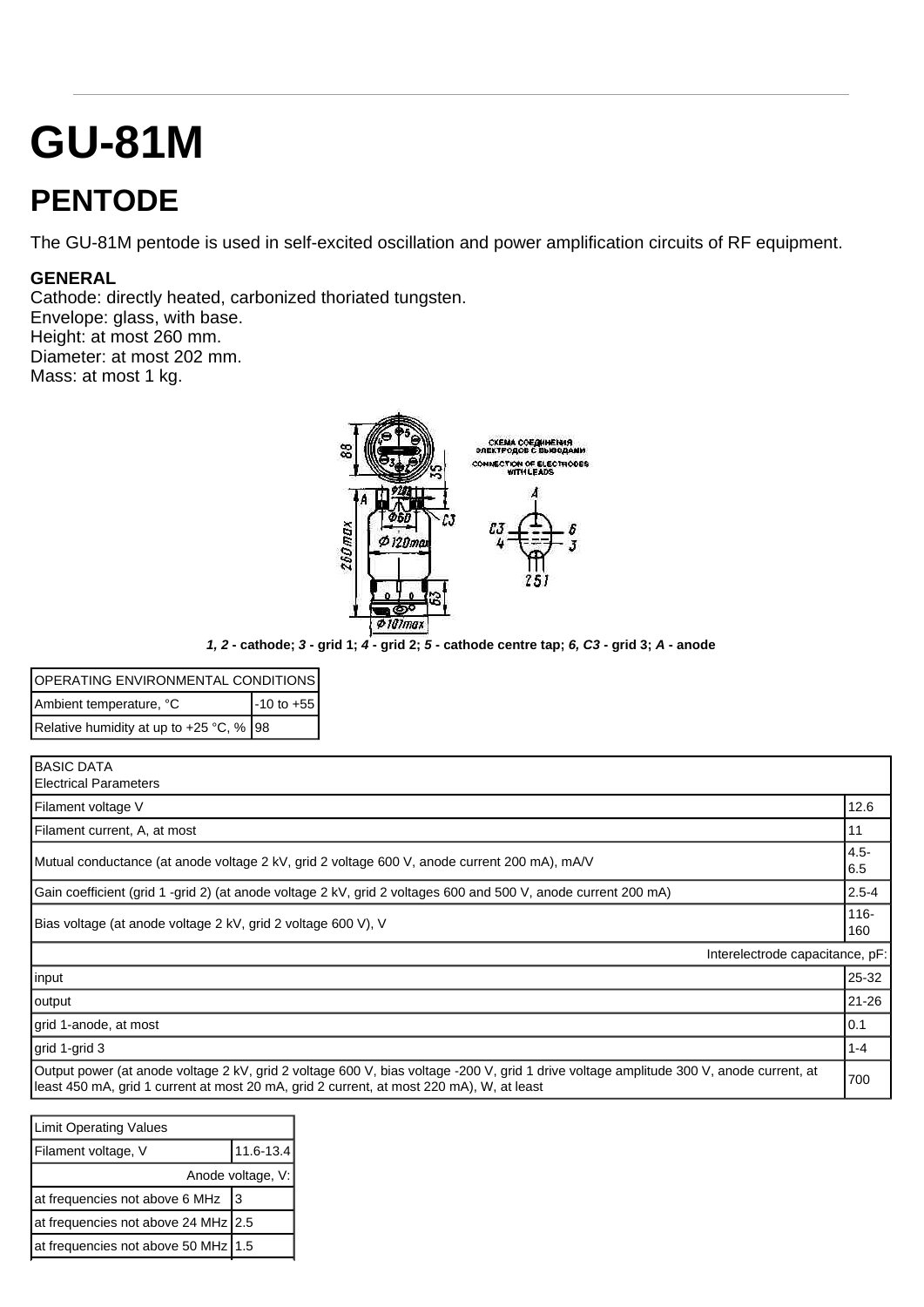# GU-81M

## PENTODE

The GU-81M pentode is used in self-excited oscillation and power amplification circuits of RF equipment.

**GENERAL**
Cathode: directly heated, carbonized thoriated tungsten.
Envelope: glass, with base.
Height: at most 260 mm.
Diameter: at most 202 mm.
Mass: at most 1 kg.

***1, 2*** **- cathode;** ***3*** **- grid 1;** ***4*** **- grid 2;** ***5*** **- cathode centre tap;** ***6, C3*** **- grid 3;** ***A*** **- anode**

| OPERATING ENVIRONMENTAL CONDITIONS | |
|---|---|
| Ambient temperature, °C | -10 to +55 |
| Relative humidity at up to +25 °C, % | 98 |

| BASIC DATA<br>Electrical Parameters | |
|---|---|
| Filament voltage V | 12.6 |
| Filament current, A, at most | 11 |
| Mutual conductance (at anode voltage 2 kV, grid 2 voltage 600 V, anode current 200 mA), mA/V | 4.5-6.5 |
| Gain coefficient (grid 1 -grid 2) (at anode voltage 2 kV, grid 2 voltages 600 and 500 V, anode current 200 mA) | 2.5-4 |
| Bias voltage (at anode voltage 2 kV, grid 2 voltage 600 V), V | 116-160 |
| Interelectrode capacitance, pF: | |
| input | 25-32 |
| output | 21-26 |
| grid 1-anode, at most | 0.1 |
| grid 1-grid 3 | 1-4 |
| Output power (at anode voltage 2 kV, grid 2 voltage 600 V, bias voltage -200 V, grid 1 drive voltage amplitude 300 V, anode current, at least 450 mA, grid 1 current at most 20 mA, grid 2 current, at most 220 mA), W, at least | 700 |

| Limit Operating Values | |
|---|---|
| Filament voltage, V | 11.6-13.4 |
| Anode voltage, V: | |
| at frequencies not above 6 MHz | 3 |
| at frequencies not above 24 MHz | 2.5 |
| at frequencies not above 50 MHz | 1.5 |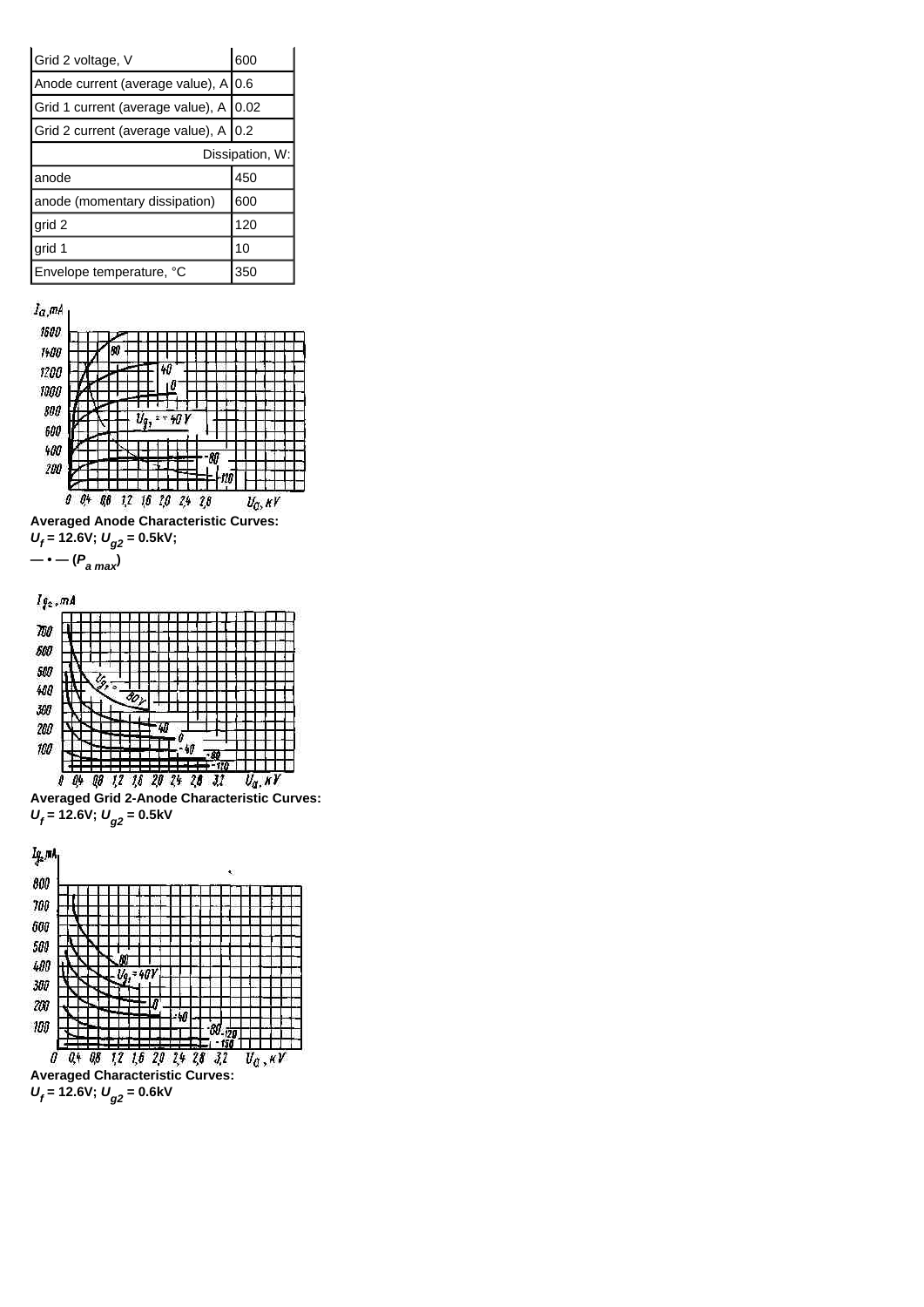| Grid 2 voltage, V | 600 |
|---|---|
| Anode current (average value), A | 0.6 |
| Grid 1 current (average value), A | 0.02 |
| Grid 2 current (average value), A | 0.2 |
| Dissipation, W: | |
| anode | 450 |
| anode (momentary dissipation) | 600 |
| grid 2 | 120 |
| grid 1 | 10 |
| Envelope temperature, °C | 350 |

**Averaged Anode Characteristic Curves:**
**$U_f$ = 12.6V; $U_{g2}$ = 0.5kV;**
**— • — ($P_{a\ max}$)**

**Averaged Grid 2-Anode Characteristic Curves:**
**$U_f$ = 12.6V; $U_{g2}$ = 0.5kV**

**Averaged Characteristic Curves:**
**$U_f$ = 12.6V; $U_{g2}$ = 0.6kV**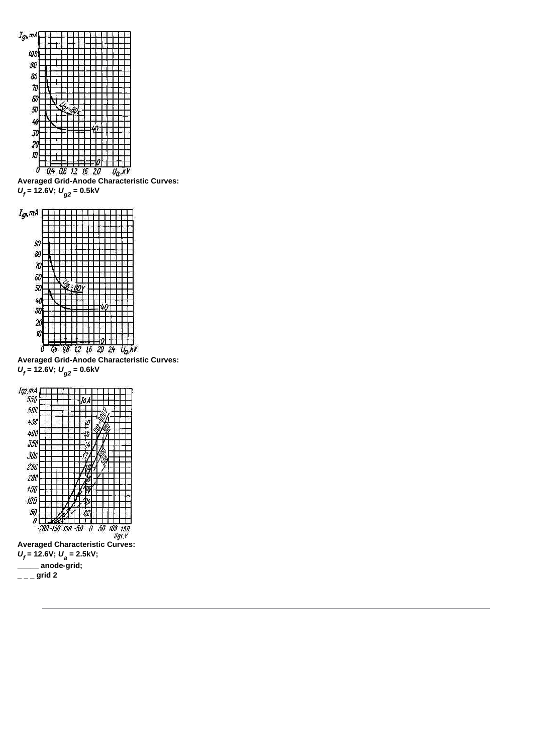$I_{g1}$, mA

100

90

80

70

60

50

40

30

20

10

0

0,4 0,8 1,2 1,6 2,0 $U_a$, kV

$U_{g1}$=80V

40

0

**Averaged Grid-Anode Characteristic Curves:**
**$U_f$ = 12.6V; $U_{g2}$ = 0.5kV**

$I_{g1}$, mA

90

80

70

60

50

40

30

20

10

0

0,4 0,8 1,2 1,6 2,0 2,4 $U_a$, kV

$U_{g1}$=80V

40

0

**Averaged Grid-Anode Characteristic Curves:**
**$U_f$ = 12.6V; $U_{g2}$ = 0.6kV**

$I_{g2}$, mA

550

500

450

400

350

300

250

200

150

100

50

0

-200 -150 -100 -50 0 50 100 150

$U_{g1}$, V

$I_a$, A

1,8

1,6

1,4

1,2

1,0

0,8

0,6

0,4

0,2

$U_{g2}$=600V

500

600V

500

**Averaged Characteristic Curves:**
**$U_f$ = 12.6V; $U_a$ = 2.5kV;**
**_____ anode-grid;**
**_ _ _ grid 2**